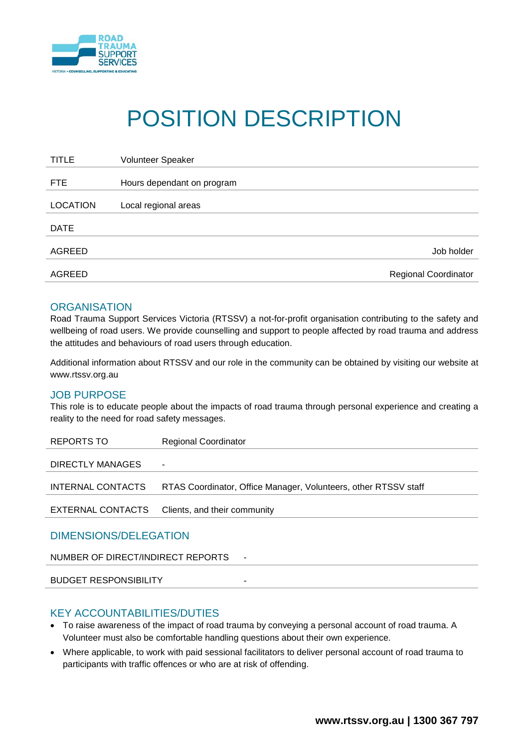# POSITION DESCRIPTION

| | |
|---|---|
| TITLE | Volunteer Speaker |
| FTE | Hours dependant on program |
| LOCATION | Local regional areas |
| DATE | |
| AGREED | Job holder |
| AGREED | Regional Coordinator |

## ORGANISATION

Road Trauma Support Services Victoria (RTSSV) a not-for-profit organisation contributing to the safety and wellbeing of road users. We provide counselling and support to people affected by road trauma and address the attitudes and behaviours of road users through education.

Additional information about RTSSV and our role in the community can be obtained by visiting our website at www.rtssv.org.au

## JOB PURPOSE

This role is to educate people about the impacts of road trauma through personal experience and creating a reality to the need for road safety messages.

| | |
|---|---|
| REPORTS TO | Regional Coordinator |
| DIRECTLY MANAGES | - |
| INTERNAL CONTACTS | RTAS Coordinator, Office Manager, Volunteers, other RTSSV staff |
| EXTERNAL CONTACTS | Clients, and their community |

## DIMENSIONS/DELEGATION

| | |
|---|---|
| NUMBER OF DIRECT/INDIRECT REPORTS | - |
| BUDGET RESPONSIBILITY | - |

## KEY ACCOUNTABILITIES/DUTIES

- To raise awareness of the impact of road trauma by conveying a personal account of road trauma. A Volunteer must also be comfortable handling questions about their own experience.
- Where applicable, to work with paid sessional facilitators to deliver personal account of road trauma to participants with traffic offences or who are at risk of offending.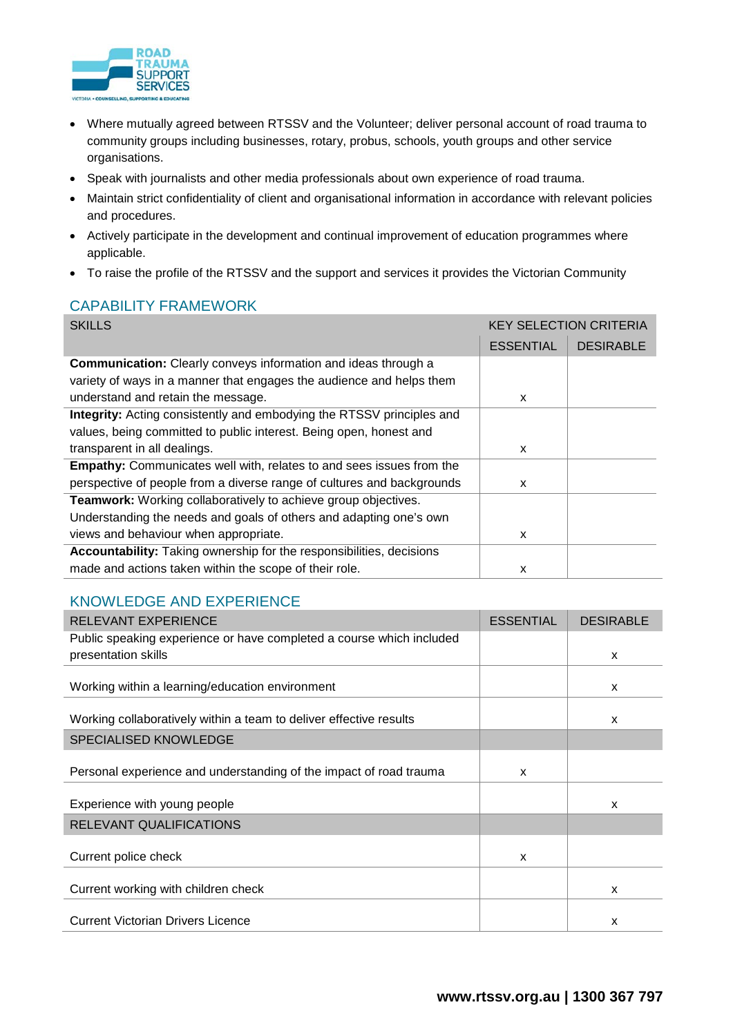- Where mutually agreed between RTSSV and the Volunteer; deliver personal account of road trauma to community groups including businesses, rotary, probus, schools, youth groups and other service organisations.
- Speak with journalists and other media professionals about own experience of road trauma.
- Maintain strict confidentiality of client and organisational information in accordance with relevant policies and procedures.
- Actively participate in the development and continual improvement of education programmes where applicable.
- To raise the profile of the RTSSV and the support and services it provides the Victorian Community

## CAPABILITY FRAMEWORK

| SKILLS | KEY SELECTION CRITERIA | |
|---|---|---|
| | ESSENTIAL | DESIRABLE |
| **Communication:** Clearly conveys information and ideas through a variety of ways in a manner that engages the audience and helps them understand and retain the message. | x | |
| **Integrity:** Acting consistently and embodying the RTSSV principles and values, being committed to public interest. Being open, honest and transparent in all dealings. | x | |
| **Empathy:** Communicates well with, relates to and sees issues from the perspective of people from a diverse range of cultures and backgrounds | x | |
| **Teamwork:** Working collaboratively to achieve group objectives. Understanding the needs and goals of others and adapting one's own views and behaviour when appropriate. | x | |
| **Accountability:** Taking ownership for the responsibilities, decisions made and actions taken within the scope of their role. | x | |

## KNOWLEDGE AND EXPERIENCE

| RELEVANT EXPERIENCE | ESSENTIAL | DESIRABLE |
|---|---|---|
| Public speaking experience or have completed a course which included presentation skills | | x |
| Working within a learning/education environment | | x |
| Working collaboratively within a team to deliver effective results | | x |
| SPECIALISED KNOWLEDGE | | |
| Personal experience and understanding of the impact of road trauma | x | |
| Experience with young people | | x |
| RELEVANT QUALIFICATIONS | | |
| Current police check | x | |
| Current working with children check | | x |
| Current Victorian Drivers Licence | | x |